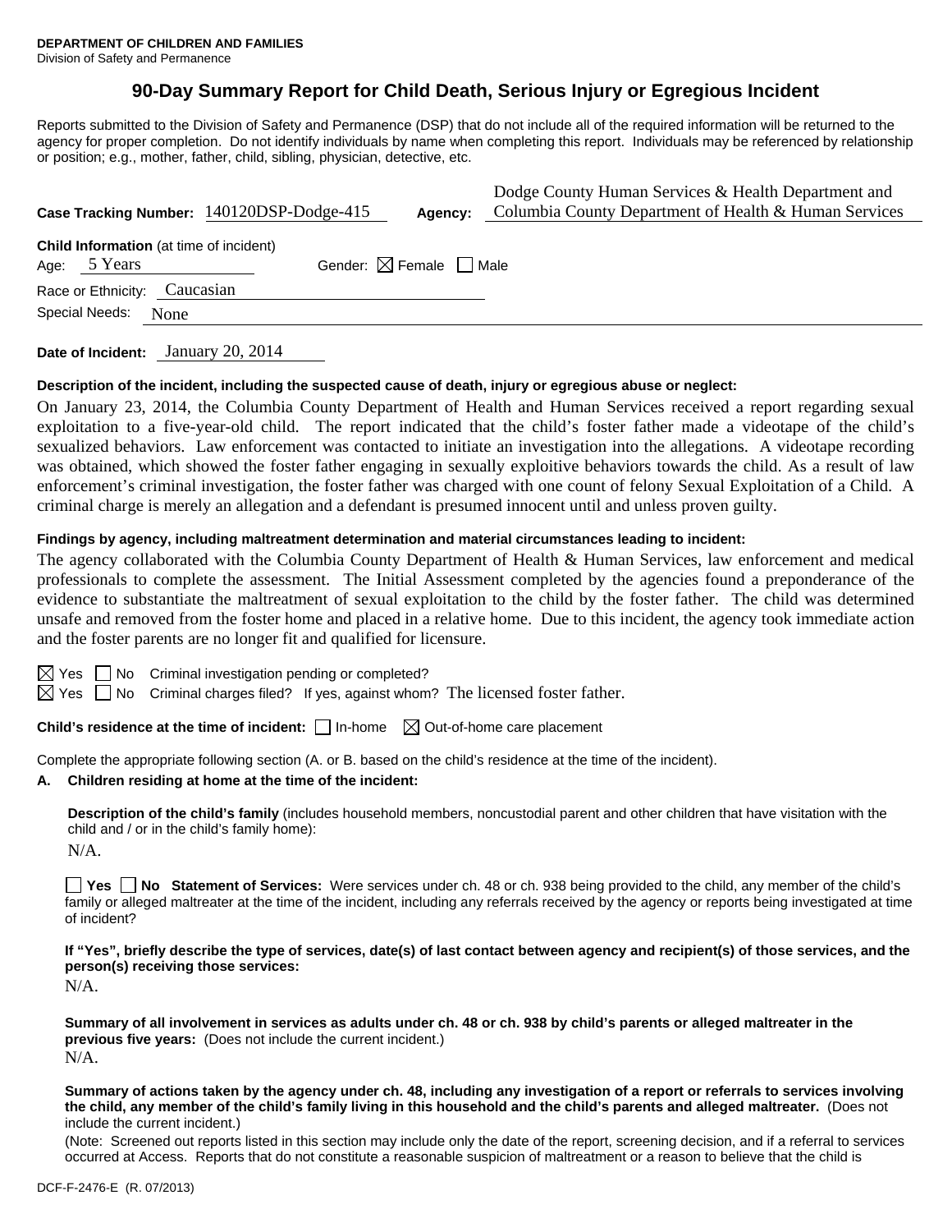**DEPARTMENT OF CHILDREN AND FAMILIES**
Division of Safety and Permanence

# 90-Day Summary Report for Child Death, Serious Injury or Egregious Incident

Reports submitted to the Division of Safety and Permanence (DSP) that do not include all of the required information will be returned to the agency for proper completion. Do not identify individuals by name when completing this report. Individuals may be referenced by relationship or position; e.g., mother, father, child, sibling, physician, detective, etc.

**Case Tracking Number:** 140120DSP-Dodge-415 **Agency:** Dodge County Human Services & Health Department and Columbia County Department of Health & Human Services

**Child Information** (at time of incident)
Age: 5 Years Gender: ☒ Female ☐ Male
Race or Ethnicity: Caucasian
Special Needs: None

**Date of Incident:** January 20, 2014

**Description of the incident, including the suspected cause of death, injury or egregious abuse or neglect:**

On January 23, 2014, the Columbia County Department of Health and Human Services received a report regarding sexual exploitation to a five-year-old child. The report indicated that the child's foster father made a videotape of the child's sexualized behaviors. Law enforcement was contacted to initiate an investigation into the allegations. A videotape recording was obtained, which showed the foster father engaging in sexually exploitive behaviors towards the child. As a result of law enforcement's criminal investigation, the foster father was charged with one count of felony Sexual Exploitation of a Child. A criminal charge is merely an allegation and a defendant is presumed innocent until and unless proven guilty.

**Findings by agency, including maltreatment determination and material circumstances leading to incident:**

The agency collaborated with the Columbia County Department of Health & Human Services, law enforcement and medical professionals to complete the assessment. The Initial Assessment completed by the agencies found a preponderance of the evidence to substantiate the maltreatment of sexual exploitation to the child by the foster father. The child was determined unsafe and removed from the foster home and placed in a relative home. Due to this incident, the agency took immediate action and the foster parents are no longer fit and qualified for licensure.

☒ Yes ☐ No Criminal investigation pending or completed?
☒ Yes ☐ No Criminal charges filed? If yes, against whom? The licensed foster father.

**Child's residence at the time of incident:** ☐ In-home ☒ Out-of-home care placement

Complete the appropriate following section (A. or B. based on the child's residence at the time of the incident).

**A. Children residing at home at the time of the incident:**

**Description of the child's family** (includes household members, noncustodial parent and other children that have visitation with the child and / or in the child's family home):
N/A.

☐ **Yes** ☐ **No Statement of Services:** Were services under ch. 48 or ch. 938 being provided to the child, any member of the child's family or alleged maltreater at the time of the incident, including any referrals received by the agency or reports being investigated at time of incident?

**If "Yes", briefly describe the type of services, date(s) of last contact between agency and recipient(s) of those services, and the person(s) receiving those services:**
N/A.

**Summary of all involvement in services as adults under ch. 48 or ch. 938 by child's parents or alleged maltreater in the previous five years:** (Does not include the current incident.)
N/A.

**Summary of actions taken by the agency under ch. 48, including any investigation of a report or referrals to services involving the child, any member of the child's family living in this household and the child's parents and alleged maltreater.** (Does not include the current incident.)
(Note: Screened out reports listed in this section may include only the date of the report, screening decision, and if a referral to services occurred at Access. Reports that do not constitute a reasonable suspicion of maltreatment or a reason to believe that the child is

DCF-F-2476-E (R. 07/2013)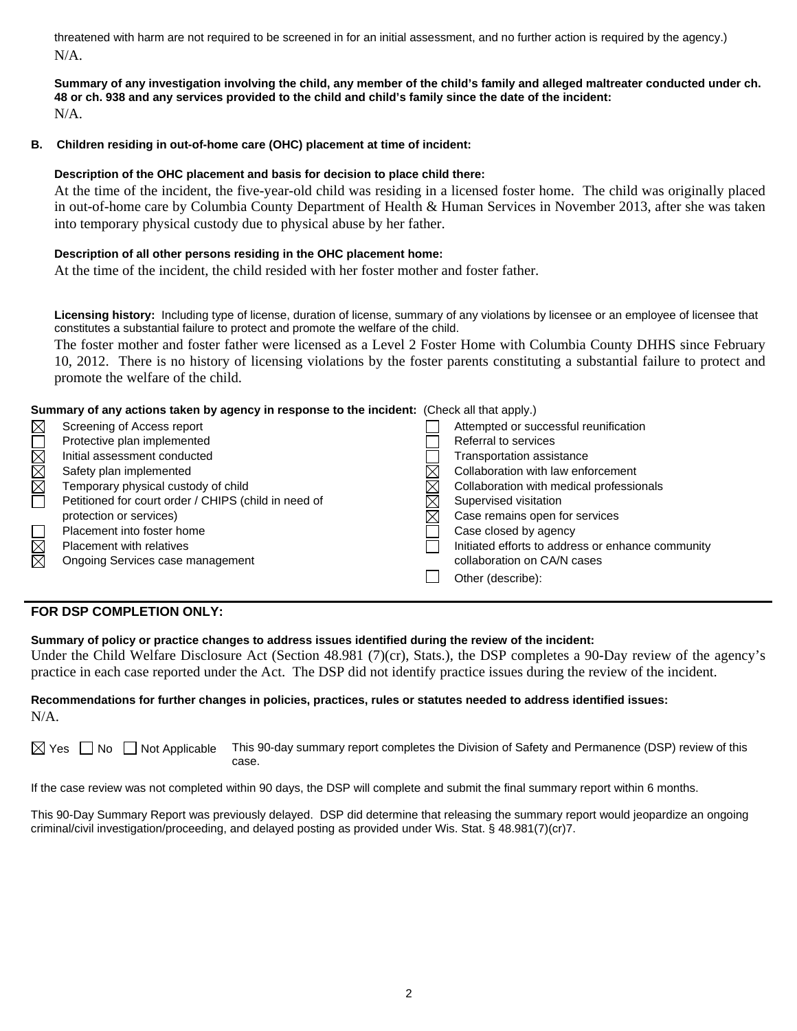threatened with harm are not required to be screened in for an initial assessment, and no further action is required by the agency.)
N/A.

**Summary of any investigation involving the child, any member of the child's family and alleged maltreater conducted under ch. 48 or ch. 938 and any services provided to the child and child's family since the date of the incident:**
N/A.

**B. Children residing in out-of-home care (OHC) placement at time of incident:**

**Description of the OHC placement and basis for decision to place child there:**
At the time of the incident, the five-year-old child was residing in a licensed foster home. The child was originally placed in out-of-home care by Columbia County Department of Health & Human Services in November 2013, after she was taken into temporary physical custody due to physical abuse by her father.

**Description of all other persons residing in the OHC placement home:**
At the time of the incident, the child resided with her foster mother and foster father.

**Licensing history:** Including type of license, duration of license, summary of any violations by licensee or an employee of licensee that constitutes a substantial failure to protect and promote the welfare of the child.
The foster mother and foster father were licensed as a Level 2 Foster Home with Columbia County DHHS since February 10, 2012. There is no history of licensing violations by the foster parents constituting a substantial failure to protect and promote the welfare of the child.

**Summary of any actions taken by agency in response to the incident:** (Check all that apply.)

- ☒ Screening of Access report
- ☐ Protective plan implemented
- ☒ Initial assessment conducted
- ☒ Safety plan implemented
- ☒ Temporary physical custody of child
- ☐ Petitioned for court order / CHIPS (child in need of protection or services)
- ☐ Placement into foster home
- ☒ Placement with relatives
- ☒ Ongoing Services case management
- ☐ Attempted or successful reunification
- ☐ Referral to services
- ☐ Transportation assistance
- ☒ Collaboration with law enforcement
- ☒ Collaboration with medical professionals
- ☒ Supervised visitation
- ☒ Case remains open for services
- ☐ Case closed by agency
- ☐ Initiated efforts to address or enhance community collaboration on CA/N cases
- ☐ Other (describe):

## FOR DSP COMPLETION ONLY:

**Summary of policy or practice changes to address issues identified during the review of the incident:**
Under the Child Welfare Disclosure Act (Section 48.981 (7)(cr), Stats.), the DSP completes a 90-Day review of the agency's practice in each case reported under the Act. The DSP did not identify practice issues during the review of the incident.

**Recommendations for further changes in policies, practices, rules or statutes needed to address identified issues:**
N/A.

☒ Yes ☐ No ☐ Not Applicable This 90-day summary report completes the Division of Safety and Permanence (DSP) review of this case.

If the case review was not completed within 90 days, the DSP will complete and submit the final summary report within 6 months.

This 90-Day Summary Report was previously delayed. DSP did determine that releasing the summary report would jeopardize an ongoing criminal/civil investigation/proceeding, and delayed posting as provided under Wis. Stat. § 48.981(7)(cr)7.